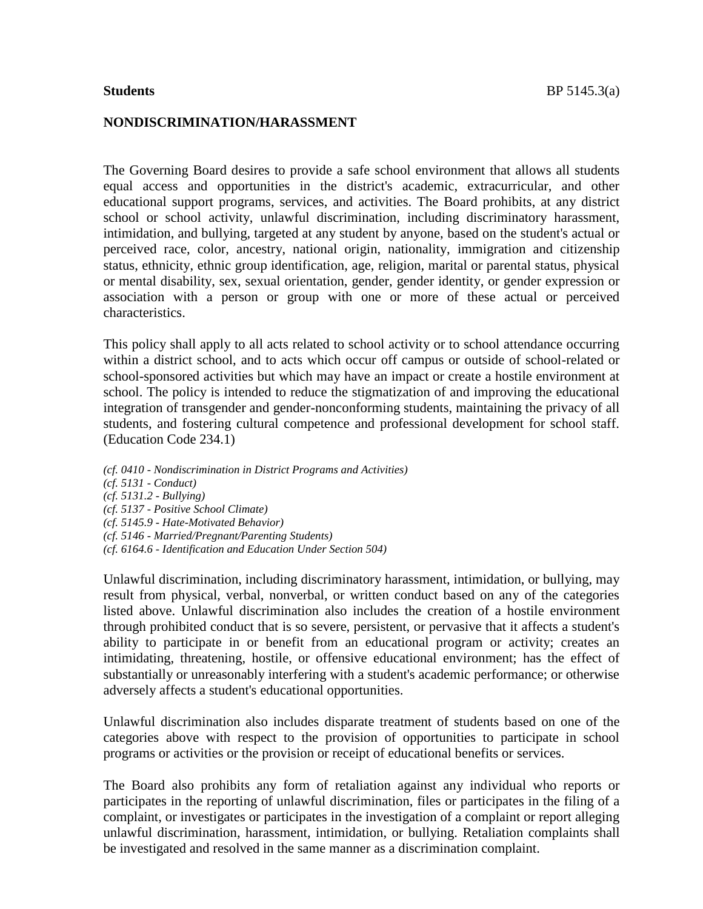**Students**

**NONDISCRIMINATION/HARASSMENT**

The Governing Board desires to provide a safe school environment that allows all students equal access and opportunities in the district's academic, extracurricular, and other educational support programs, services, and activities. The Board prohibits, at any district school or school activity, unlawful discrimination, including discriminatory harassment, intimidation, and bullying, targeted at any student by anyone, based on the student's actual or perceived race, color, ancestry, national origin, nationality, immigration and citizenship status, ethnicity, ethnic group identification, age, religion, marital or parental status, physical or mental disability, sex, sexual orientation, gender, gender identity, or gender expression or association with a person or group with one or more of these actual or perceived characteristics.

This policy shall apply to all acts related to school activity or to school attendance occurring within a district school, and to acts which occur off campus or outside of school-related or school-sponsored activities but which may have an impact or create a hostile environment at school. The policy is intended to reduce the stigmatization of and improving the educational integration of transgender and gender-nonconforming students, maintaining the privacy of all students, and fostering cultural competence and professional development for school staff. (Education Code 234.1)

*(cf. 0410 - Nondiscrimination in District Programs and Activities)*
*(cf. 5131 - Conduct)*
*(cf. 5131.2 - Bullying)*
*(cf. 5137 - Positive School Climate)*
*(cf. 5145.9 - Hate-Motivated Behavior)*
*(cf. 5146 - Married/Pregnant/Parenting Students)*
*(cf. 6164.6 - Identification and Education Under Section 504)*

Unlawful discrimination, including discriminatory harassment, intimidation, or bullying, may result from physical, verbal, nonverbal, or written conduct based on any of the categories listed above. Unlawful discrimination also includes the creation of a hostile environment through prohibited conduct that is so severe, persistent, or pervasive that it affects a student's ability to participate in or benefit from an educational program or activity; creates an intimidating, threatening, hostile, or offensive educational environment; has the effect of substantially or unreasonably interfering with a student's academic performance; or otherwise adversely affects a student's educational opportunities.

Unlawful discrimination also includes disparate treatment of students based on one of the categories above with respect to the provision of opportunities to participate in school programs or activities or the provision or receipt of educational benefits or services.

The Board also prohibits any form of retaliation against any individual who reports or participates in the reporting of unlawful discrimination, files or participates in the filing of a complaint, or investigates or participates in the investigation of a complaint or report alleging unlawful discrimination, harassment, intimidation, or bullying. Retaliation complaints shall be investigated and resolved in the same manner as a discrimination complaint.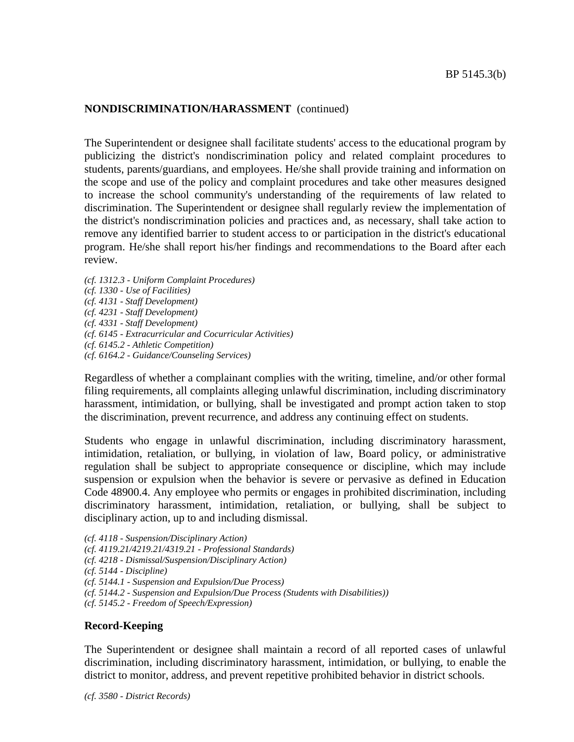**NONDISCRIMINATION/HARASSMENT** (continued)

The Superintendent or designee shall facilitate students' access to the educational program by publicizing the district's nondiscrimination policy and related complaint procedures to students, parents/guardians, and employees. He/she shall provide training and information on the scope and use of the policy and complaint procedures and take other measures designed to increase the school community's understanding of the requirements of law related to discrimination. The Superintendent or designee shall regularly review the implementation of the district's nondiscrimination policies and practices and, as necessary, shall take action to remove any identified barrier to student access to or participation in the district's educational program. He/she shall report his/her findings and recommendations to the Board after each review.

*(cf. 1312.3 - Uniform Complaint Procedures)*
*(cf. 1330 - Use of Facilities)*
*(cf. 4131 - Staff Development)*
*(cf. 4231 - Staff Development)*
*(cf. 4331 - Staff Development)*
*(cf. 6145 - Extracurricular and Cocurricular Activities)*
*(cf. 6145.2 - Athletic Competition)*
*(cf. 6164.2 - Guidance/Counseling Services)*

Regardless of whether a complainant complies with the writing, timeline, and/or other formal filing requirements, all complaints alleging unlawful discrimination, including discriminatory harassment, intimidation, or bullying, shall be investigated and prompt action taken to stop the discrimination, prevent recurrence, and address any continuing effect on students.

Students who engage in unlawful discrimination, including discriminatory harassment, intimidation, retaliation, or bullying, in violation of law, Board policy, or administrative regulation shall be subject to appropriate consequence or discipline, which may include suspension or expulsion when the behavior is severe or pervasive as defined in Education Code 48900.4. Any employee who permits or engages in prohibited discrimination, including discriminatory harassment, intimidation, retaliation, or bullying, shall be subject to disciplinary action, up to and including dismissal.

*(cf. 4118 - Suspension/Disciplinary Action)*
*(cf. 4119.21/4219.21/4319.21 - Professional Standards)*
*(cf. 4218 - Dismissal/Suspension/Disciplinary Action)*
*(cf. 5144 - Discipline)*
*(cf. 5144.1 - Suspension and Expulsion/Due Process)*
*(cf. 5144.2 - Suspension and Expulsion/Due Process (Students with Disabilities))*
*(cf. 5145.2 - Freedom of Speech/Expression)*

**Record-Keeping**

The Superintendent or designee shall maintain a record of all reported cases of unlawful discrimination, including discriminatory harassment, intimidation, or bullying, to enable the district to monitor, address, and prevent repetitive prohibited behavior in district schools.

*(cf. 3580 - District Records)*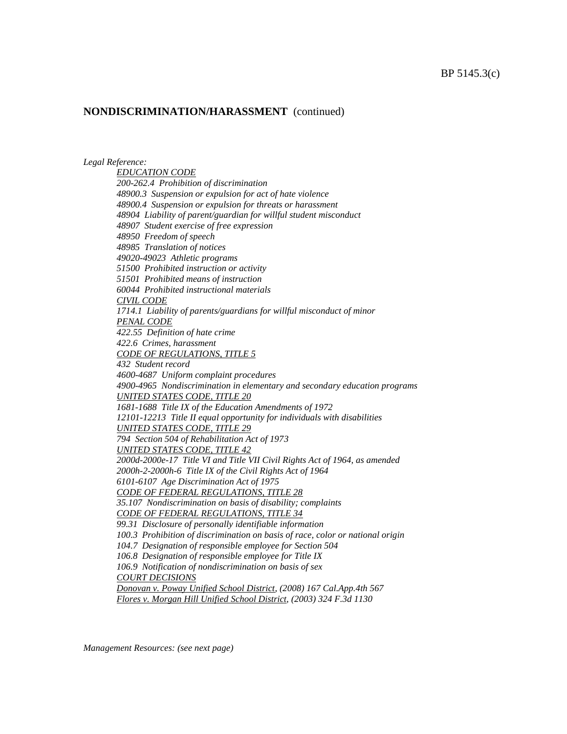## NONDISCRIMINATION/HARASSMENT (continued)

*Legal Reference:*

*EDUCATION CODE*
*200-262.4 Prohibition of discrimination*
*48900.3 Suspension or expulsion for act of hate violence*
*48900.4 Suspension or expulsion for threats or harassment*
*48904 Liability of parent/guardian for willful student misconduct*
*48907 Student exercise of free expression*
*48950 Freedom of speech*
*48985 Translation of notices*
*49020-49023 Athletic programs*
*51500 Prohibited instruction or activity*
*51501 Prohibited means of instruction*
*60044 Prohibited instructional materials*
*CIVIL CODE*
*1714.1 Liability of parents/guardians for willful misconduct of minor*
*PENAL CODE*
*422.55 Definition of hate crime*
*422.6 Crimes, harassment*
*CODE OF REGULATIONS, TITLE 5*
*432 Student record*
*4600-4687 Uniform complaint procedures*
*4900-4965 Nondiscrimination in elementary and secondary education programs*
*UNITED STATES CODE, TITLE 20*
*1681-1688 Title IX of the Education Amendments of 1972*
*12101-12213 Title II equal opportunity for individuals with disabilities*
*UNITED STATES CODE, TITLE 29*
*794 Section 504 of Rehabilitation Act of 1973*
*UNITED STATES CODE, TITLE 42*
*2000d-2000e-17 Title VI and Title VII Civil Rights Act of 1964, as amended*
*2000h-2-2000h-6 Title IX of the Civil Rights Act of 1964*
*6101-6107 Age Discrimination Act of 1975*
*CODE OF FEDERAL REGULATIONS, TITLE 28*
*35.107 Nondiscrimination on basis of disability; complaints*
*CODE OF FEDERAL REGULATIONS, TITLE 34*
*99.31 Disclosure of personally identifiable information*
*100.3 Prohibition of discrimination on basis of race, color or national origin*
*104.7 Designation of responsible employee for Section 504*
*106.8 Designation of responsible employee for Title IX*
*106.9 Notification of nondiscrimination on basis of sex*
*COURT DECISIONS*
*Donovan v. Poway Unified School District, (2008) 167 Cal.App.4th 567*
*Flores v. Morgan Hill Unified School District, (2003) 324 F.3d 1130*

*Management Resources: (see next page)*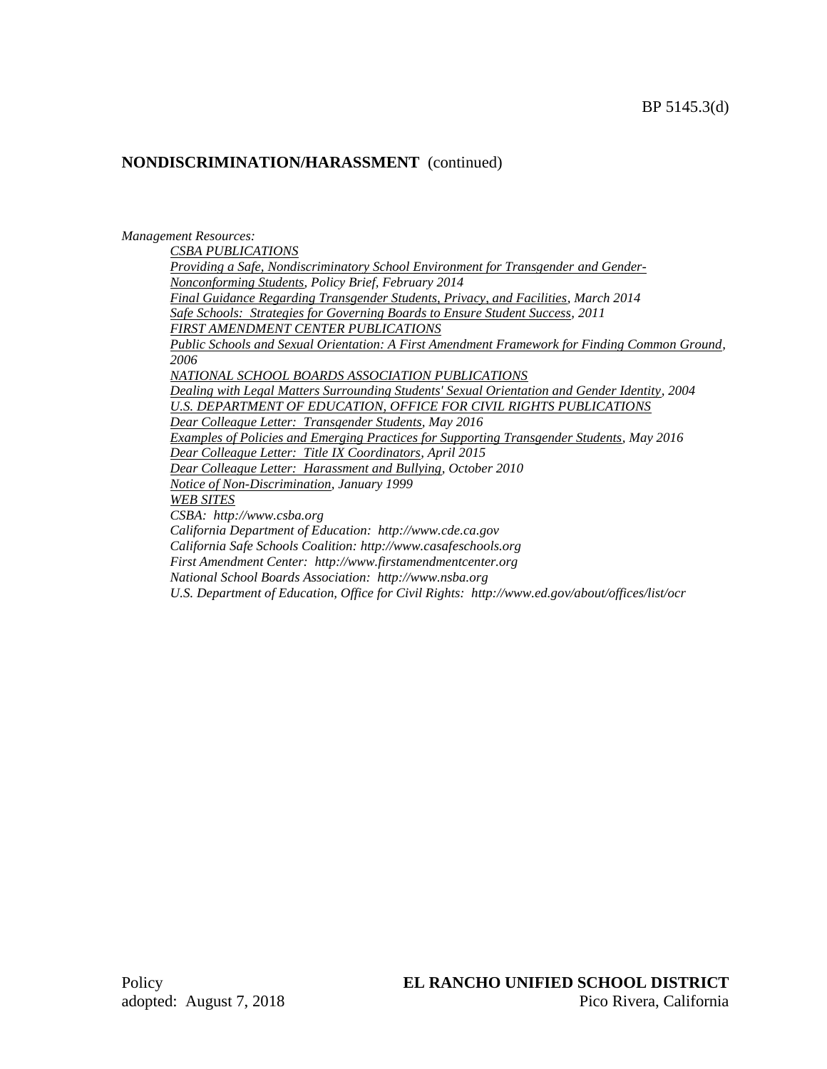## NONDISCRIMINATION/HARASSMENT (continued)

*Management Resources:*

*CSBA PUBLICATIONS*

*Providing a Safe, Nondiscriminatory School Environment for Transgender and Gender-Nonconforming Students, Policy Brief, February 2014*

*Final Guidance Regarding Transgender Students, Privacy, and Facilities, March 2014*

*Safe Schools: Strategies for Governing Boards to Ensure Student Success, 2011*

*FIRST AMENDMENT CENTER PUBLICATIONS*

*Public Schools and Sexual Orientation: A First Amendment Framework for Finding Common Ground, 2006*

*NATIONAL SCHOOL BOARDS ASSOCIATION PUBLICATIONS*

*Dealing with Legal Matters Surrounding Students' Sexual Orientation and Gender Identity, 2004*

*U.S. DEPARTMENT OF EDUCATION, OFFICE FOR CIVIL RIGHTS PUBLICATIONS*

*Dear Colleague Letter: Transgender Students, May 2016*

*Examples of Policies and Emerging Practices for Supporting Transgender Students, May 2016*

*Dear Colleague Letter: Title IX Coordinators, April 2015*

*Dear Colleague Letter: Harassment and Bullying, October 2010*

*Notice of Non-Discrimination, January 1999*

*WEB SITES*

*CSBA: http://www.csba.org*

*California Department of Education: http://www.cde.ca.gov*

*California Safe Schools Coalition: http://www.casafeschools.org*

*First Amendment Center: http://www.firstamendmentcenter.org*

*National School Boards Association: http://www.nsba.org*

*U.S. Department of Education, Office for Civil Rights: http://www.ed.gov/about/offices/list/ocr*

Policy
adopted: August 7, 2018

**EL RANCHO UNIFIED SCHOOL DISTRICT**
Pico Rivera, California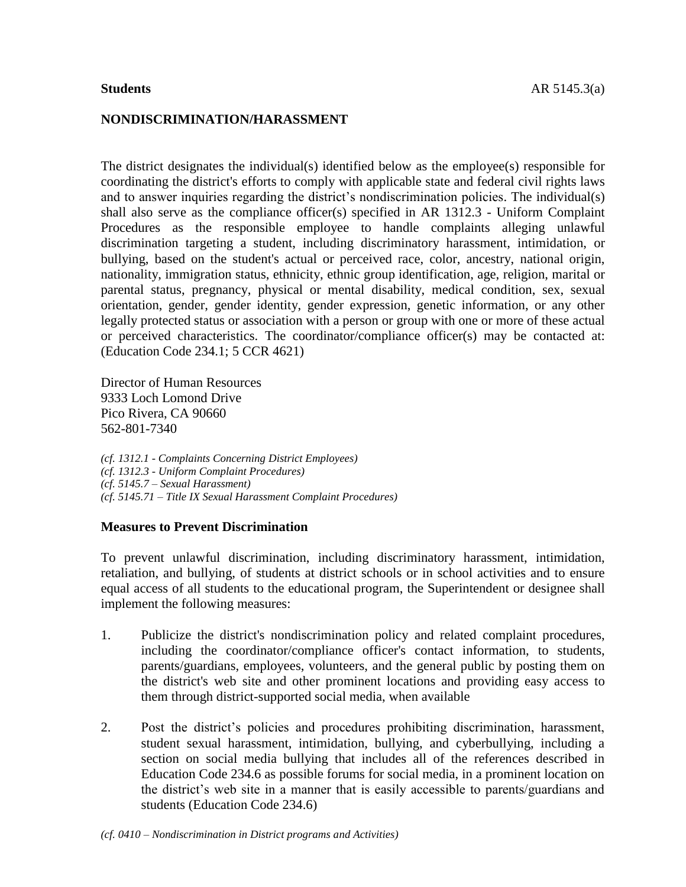**Students** AR 5145.3(a)

## NONDISCRIMINATION/HARASSMENT

The district designates the individual(s) identified below as the employee(s) responsible for coordinating the district's efforts to comply with applicable state and federal civil rights laws and to answer inquiries regarding the district's nondiscrimination policies. The individual(s) shall also serve as the compliance officer(s) specified in AR 1312.3 - Uniform Complaint Procedures as the responsible employee to handle complaints alleging unlawful discrimination targeting a student, including discriminatory harassment, intimidation, or bullying, based on the student's actual or perceived race, color, ancestry, national origin, nationality, immigration status, ethnicity, ethnic group identification, age, religion, marital or parental status, pregnancy, physical or mental disability, medical condition, sex, sexual orientation, gender, gender identity, gender expression, genetic information, or any other legally protected status or association with a person or group with one or more of these actual or perceived characteristics. The coordinator/compliance officer(s) may be contacted at: (Education Code 234.1; 5 CCR 4621)

Director of Human Resources
9333 Loch Lomond Drive
Pico Rivera, CA 90660
562-801-7340

*(cf. 1312.1 - Complaints Concerning District Employees)*
*(cf. 1312.3 - Uniform Complaint Procedures)*
*(cf. 5145.7 – Sexual Harassment)*
*(cf. 5145.71 – Title IX Sexual Harassment Complaint Procedures)*

### Measures to Prevent Discrimination

To prevent unlawful discrimination, including discriminatory harassment, intimidation, retaliation, and bullying, of students at district schools or in school activities and to ensure equal access of all students to the educational program, the Superintendent or designee shall implement the following measures:

1. Publicize the district's nondiscrimination policy and related complaint procedures, including the coordinator/compliance officer's contact information, to students, parents/guardians, employees, volunteers, and the general public by posting them on the district's web site and other prominent locations and providing easy access to them through district-supported social media, when available

2. Post the district's policies and procedures prohibiting discrimination, harassment, student sexual harassment, intimidation, bullying, and cyberbullying, including a section on social media bullying that includes all of the references described in Education Code 234.6 as possible forums for social media, in a prominent location on the district's web site in a manner that is easily accessible to parents/guardians and students (Education Code 234.6)

*(cf. 0410 – Nondiscrimination in District programs and Activities)*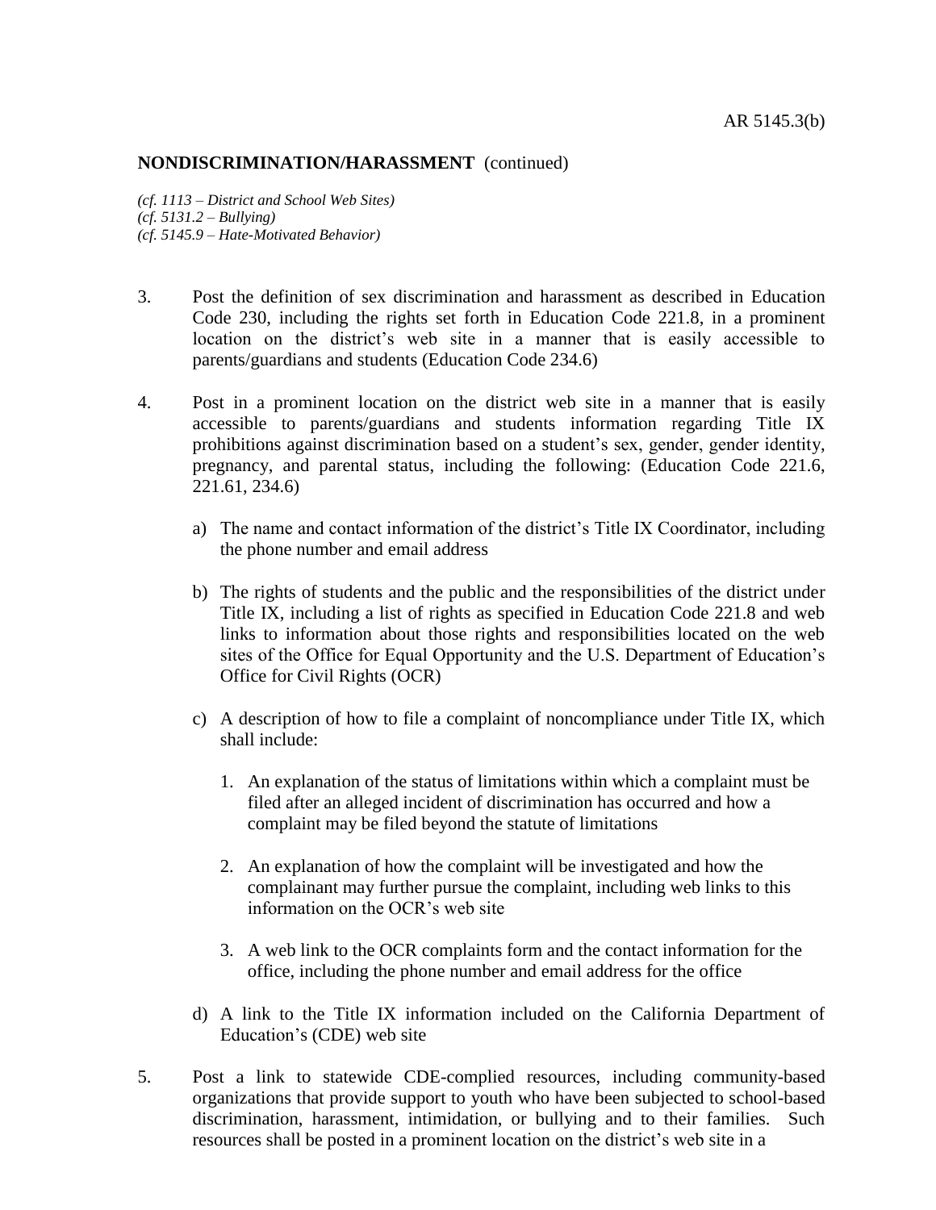**NONDISCRIMINATION/HARASSMENT** (continued)

*(cf. 1113 – District and School Web Sites)*
*(cf. 5131.2 – Bullying)*
*(cf. 5145.9 – Hate-Motivated Behavior)*

3. Post the definition of sex discrimination and harassment as described in Education Code 230, including the rights set forth in Education Code 221.8, in a prominent location on the district's web site in a manner that is easily accessible to parents/guardians and students (Education Code 234.6)

4. Post in a prominent location on the district web site in a manner that is easily accessible to parents/guardians and students information regarding Title IX prohibitions against discrimination based on a student's sex, gender, gender identity, pregnancy, and parental status, including the following: (Education Code 221.6, 221.61, 234.6)

   a) The name and contact information of the district's Title IX Coordinator, including the phone number and email address

   b) The rights of students and the public and the responsibilities of the district under Title IX, including a list of rights as specified in Education Code 221.8 and web links to information about those rights and responsibilities located on the web sites of the Office for Equal Opportunity and the U.S. Department of Education's Office for Civil Rights (OCR)

   c) A description of how to file a complaint of noncompliance under Title IX, which shall include:

      1. An explanation of the status of limitations within which a complaint must be filed after an alleged incident of discrimination has occurred and how a complaint may be filed beyond the statute of limitations

      2. An explanation of how the complaint will be investigated and how the complainant may further pursue the complaint, including web links to this information on the OCR's web site

      3. A web link to the OCR complaints form and the contact information for the office, including the phone number and email address for the office

   d) A link to the Title IX information included on the California Department of Education's (CDE) web site

5. Post a link to statewide CDE-complied resources, including community-based organizations that provide support to youth who have been subjected to school-based discrimination, harassment, intimidation, or bullying and to their families. Such resources shall be posted in a prominent location on the district's web site in a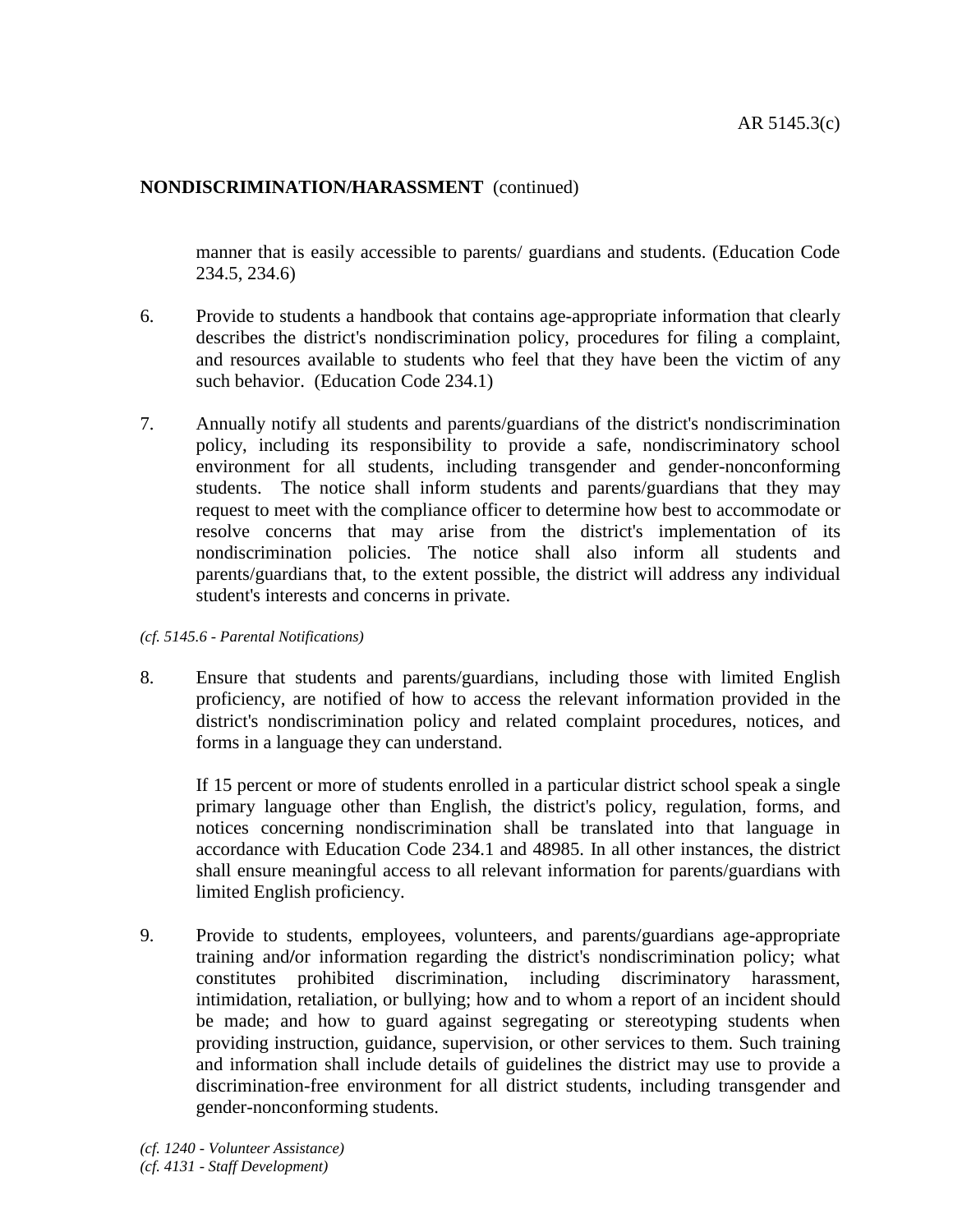manner that is easily accessible to parents/ guardians and students. (Education Code 234.5, 234.6)

6. Provide to students a handbook that contains age-appropriate information that clearly describes the district's nondiscrimination policy, procedures for filing a complaint, and resources available to students who feel that they have been the victim of any such behavior. (Education Code 234.1)

7. Annually notify all students and parents/guardians of the district's nondiscrimination policy, including its responsibility to provide a safe, nondiscriminatory school environment for all students, including transgender and gender-nonconforming students. The notice shall inform students and parents/guardians that they may request to meet with the compliance officer to determine how best to accommodate or resolve concerns that may arise from the district's implementation of its nondiscrimination policies. The notice shall also inform all students and parents/guardians that, to the extent possible, the district will address any individual student's interests and concerns in private.

*(cf. 5145.6 - Parental Notifications)*

8. Ensure that students and parents/guardians, including those with limited English proficiency, are notified of how to access the relevant information provided in the district's nondiscrimination policy and related complaint procedures, notices, and forms in a language they can understand.

   If 15 percent or more of students enrolled in a particular district school speak a single primary language other than English, the district's policy, regulation, forms, and notices concerning nondiscrimination shall be translated into that language in accordance with Education Code 234.1 and 48985. In all other instances, the district shall ensure meaningful access to all relevant information for parents/guardians with limited English proficiency.

9. Provide to students, employees, volunteers, and parents/guardians age-appropriate training and/or information regarding the district's nondiscrimination policy; what constitutes prohibited discrimination, including discriminatory harassment, intimidation, retaliation, or bullying; how and to whom a report of an incident should be made; and how to guard against segregating or stereotyping students when providing instruction, guidance, supervision, or other services to them. Such training and information shall include details of guidelines the district may use to provide a discrimination-free environment for all district students, including transgender and gender-nonconforming students.

*(cf. 1240 - Volunteer Assistance)*
*(cf. 4131 - Staff Development)*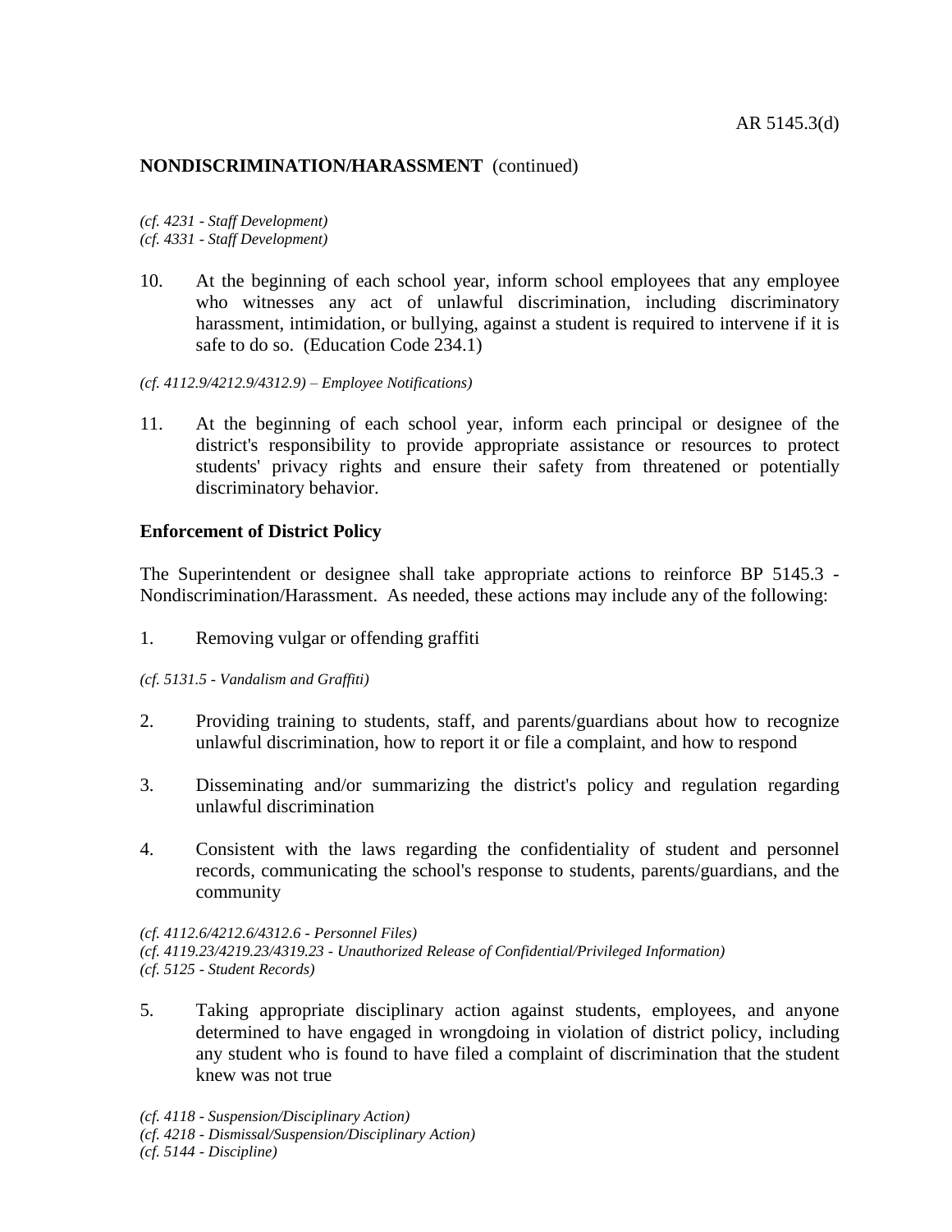**NONDISCRIMINATION/HARASSMENT** (continued)

*(cf. 4231 - Staff Development)*
*(cf. 4331 - Staff Development)*

10. At the beginning of each school year, inform school employees that any employee who witnesses any act of unlawful discrimination, including discriminatory harassment, intimidation, or bullying, against a student is required to intervene if it is safe to do so. (Education Code 234.1)

*(cf. 4112.9/4212.9/4312.9) – Employee Notifications)*

11. At the beginning of each school year, inform each principal or designee of the district's responsibility to provide appropriate assistance or resources to protect students' privacy rights and ensure their safety from threatened or potentially discriminatory behavior.

**Enforcement of District Policy**

The Superintendent or designee shall take appropriate actions to reinforce BP 5145.3 - Nondiscrimination/Harassment. As needed, these actions may include any of the following:

1. Removing vulgar or offending graffiti

*(cf. 5131.5 - Vandalism and Graffiti)*

2. Providing training to students, staff, and parents/guardians about how to recognize unlawful discrimination, how to report it or file a complaint, and how to respond

3. Disseminating and/or summarizing the district's policy and regulation regarding unlawful discrimination

4. Consistent with the laws regarding the confidentiality of student and personnel records, communicating the school's response to students, parents/guardians, and the community

*(cf. 4112.6/4212.6/4312.6 - Personnel Files)*
*(cf. 4119.23/4219.23/4319.23 - Unauthorized Release of Confidential/Privileged Information)*
*(cf. 5125 - Student Records)*

5. Taking appropriate disciplinary action against students, employees, and anyone determined to have engaged in wrongdoing in violation of district policy, including any student who is found to have filed a complaint of discrimination that the student knew was not true

*(cf. 4118 - Suspension/Disciplinary Action)*
*(cf. 4218 - Dismissal/Suspension/Disciplinary Action)*
*(cf. 5144 - Discipline)*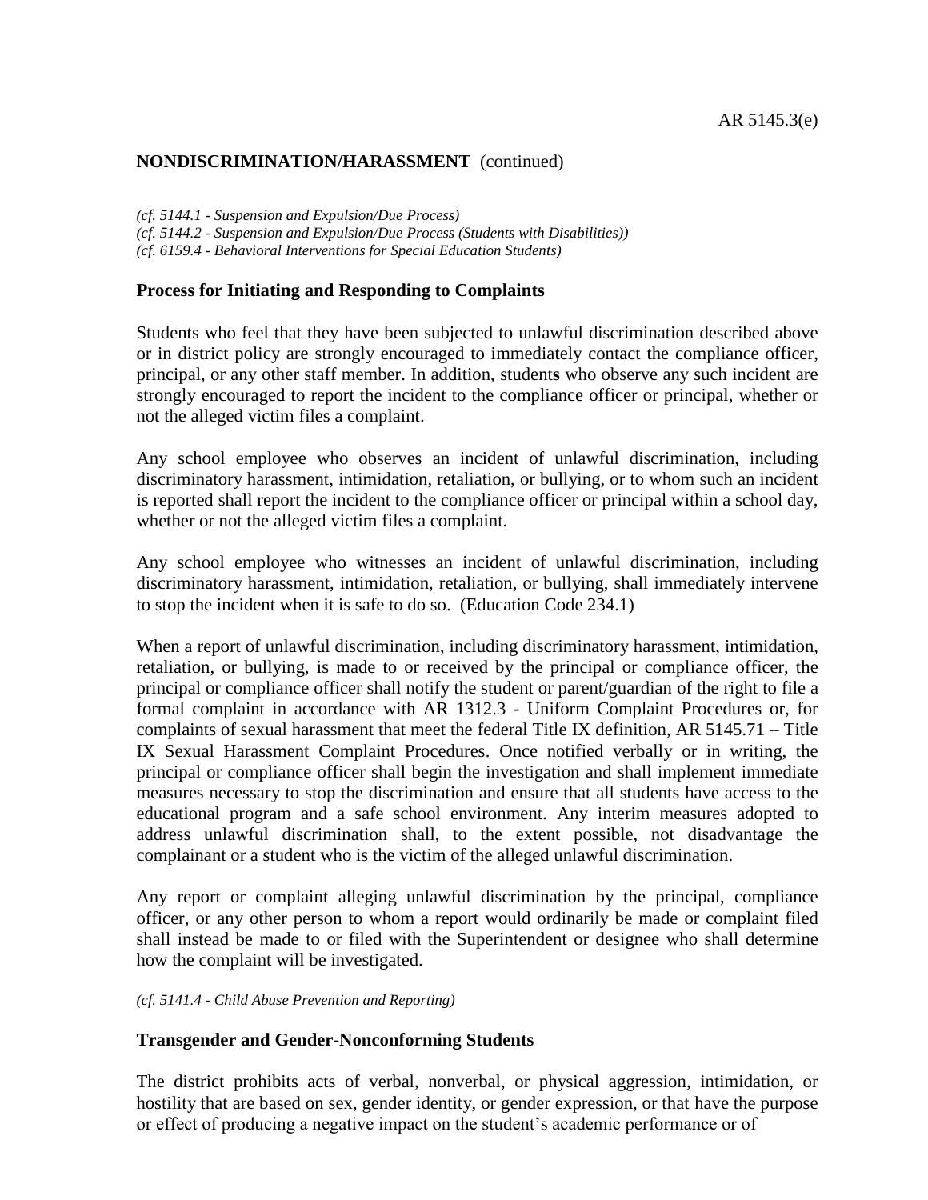*(cf. 5144.1 - Suspension and Expulsion/Due Process)*
*(cf. 5144.2 - Suspension and Expulsion/Due Process (Students with Disabilities))*
*(cf. 6159.4 - Behavioral Interventions for Special Education Students)*

## Process for Initiating and Responding to Complaints

Students who feel that they have been subjected to unlawful discrimination described above or in district policy are strongly encouraged to immediately contact the compliance officer, principal, or any other staff member. In addition, students who observe any such incident are strongly encouraged to report the incident to the compliance officer or principal, whether or not the alleged victim files a complaint.

Any school employee who observes an incident of unlawful discrimination, including discriminatory harassment, intimidation, retaliation, or bullying, or to whom such an incident is reported shall report the incident to the compliance officer or principal within a school day, whether or not the alleged victim files a complaint.

Any school employee who witnesses an incident of unlawful discrimination, including discriminatory harassment, intimidation, retaliation, or bullying, shall immediately intervene to stop the incident when it is safe to do so. (Education Code 234.1)

When a report of unlawful discrimination, including discriminatory harassment, intimidation, retaliation, or bullying, is made to or received by the principal or compliance officer, the principal or compliance officer shall notify the student or parent/guardian of the right to file a formal complaint in accordance with AR 1312.3 - Uniform Complaint Procedures or, for complaints of sexual harassment that meet the federal Title IX definition, AR 5145.71 – Title IX Sexual Harassment Complaint Procedures. Once notified verbally or in writing, the principal or compliance officer shall begin the investigation and shall implement immediate measures necessary to stop the discrimination and ensure that all students have access to the educational program and a safe school environment. Any interim measures adopted to address unlawful discrimination shall, to the extent possible, not disadvantage the complainant or a student who is the victim of the alleged unlawful discrimination.

Any report or complaint alleging unlawful discrimination by the principal, compliance officer, or any other person to whom a report would ordinarily be made or complaint filed shall instead be made to or filed with the Superintendent or designee who shall determine how the complaint will be investigated.

*(cf. 5141.4 - Child Abuse Prevention and Reporting)*

## Transgender and Gender-Nonconforming Students

The district prohibits acts of verbal, nonverbal, or physical aggression, intimidation, or hostility that are based on sex, gender identity, or gender expression, or that have the purpose or effect of producing a negative impact on the student's academic performance or of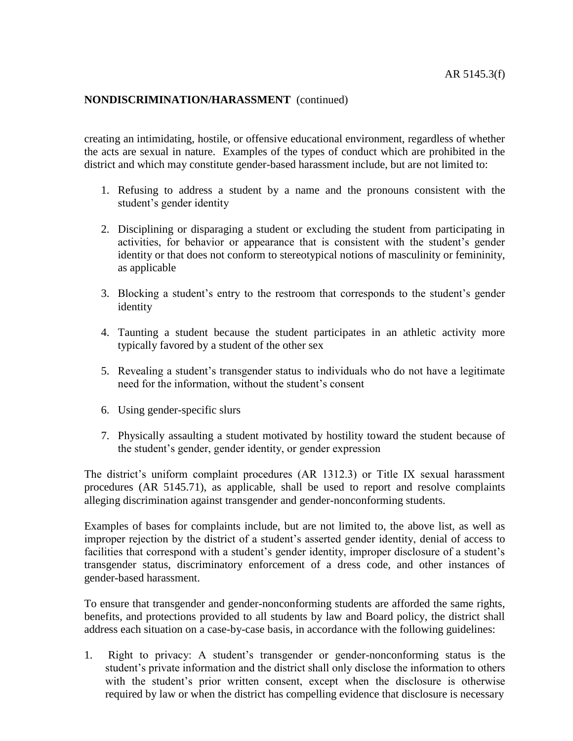**NONDISCRIMINATION/HARASSMENT** (continued)

creating an intimidating, hostile, or offensive educational environment, regardless of whether the acts are sexual in nature. Examples of the types of conduct which are prohibited in the district and which may constitute gender-based harassment include, but are not limited to:

1. Refusing to address a student by a name and the pronouns consistent with the student's gender identity

2. Disciplining or disparaging a student or excluding the student from participating in activities, for behavior or appearance that is consistent with the student's gender identity or that does not conform to stereotypical notions of masculinity or femininity, as applicable

3. Blocking a student's entry to the restroom that corresponds to the student's gender identity

4. Taunting a student because the student participates in an athletic activity more typically favored by a student of the other sex

5. Revealing a student's transgender status to individuals who do not have a legitimate need for the information, without the student's consent

6. Using gender-specific slurs

7. Physically assaulting a student motivated by hostility toward the student because of the student's gender, gender identity, or gender expression

The district's uniform complaint procedures (AR 1312.3) or Title IX sexual harassment procedures (AR 5145.71), as applicable, shall be used to report and resolve complaints alleging discrimination against transgender and gender-nonconforming students.

Examples of bases for complaints include, but are not limited to, the above list, as well as improper rejection by the district of a student's asserted gender identity, denial of access to facilities that correspond with a student's gender identity, improper disclosure of a student's transgender status, discriminatory enforcement of a dress code, and other instances of gender-based harassment.

To ensure that transgender and gender-nonconforming students are afforded the same rights, benefits, and protections provided to all students by law and Board policy, the district shall address each situation on a case-by-case basis, in accordance with the following guidelines:

1. Right to privacy: A student's transgender or gender-nonconforming status is the student's private information and the district shall only disclose the information to others with the student's prior written consent, except when the disclosure is otherwise required by law or when the district has compelling evidence that disclosure is necessary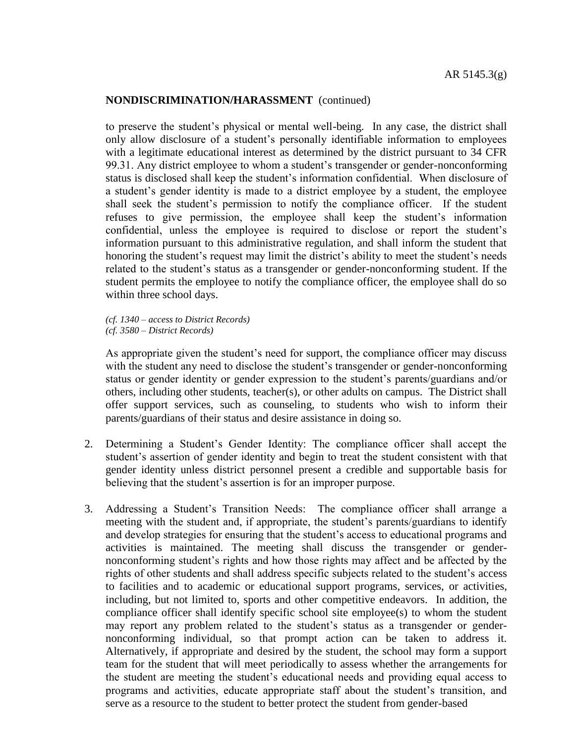**NONDISCRIMINATION/HARASSMENT** (continued)

to preserve the student's physical or mental well-being. In any case, the district shall only allow disclosure of a student's personally identifiable information to employees with a legitimate educational interest as determined by the district pursuant to 34 CFR 99.31. Any district employee to whom a student's transgender or gender-nonconforming status is disclosed shall keep the student's information confidential. When disclosure of a student's gender identity is made to a district employee by a student, the employee shall seek the student's permission to notify the compliance officer. If the student refuses to give permission, the employee shall keep the student's information confidential, unless the employee is required to disclose or report the student's information pursuant to this administrative regulation, and shall inform the student that honoring the student's request may limit the district's ability to meet the student's needs related to the student's status as a transgender or gender-nonconforming student. If the student permits the employee to notify the compliance officer, the employee shall do so within three school days.

*(cf. 1340 – access to District Records)*
*(cf. 3580 – District Records)*

As appropriate given the student's need for support, the compliance officer may discuss with the student any need to disclose the student's transgender or gender-nonconforming status or gender identity or gender expression to the student's parents/guardians and/or others, including other students, teacher(s), or other adults on campus. The District shall offer support services, such as counseling, to students who wish to inform their parents/guardians of their status and desire assistance in doing so.

2. Determining a Student's Gender Identity: The compliance officer shall accept the student's assertion of gender identity and begin to treat the student consistent with that gender identity unless district personnel present a credible and supportable basis for believing that the student's assertion is for an improper purpose.

3. Addressing a Student's Transition Needs: The compliance officer shall arrange a meeting with the student and, if appropriate, the student's parents/guardians to identify and develop strategies for ensuring that the student's access to educational programs and activities is maintained. The meeting shall discuss the transgender or gender-nonconforming student's rights and how those rights may affect and be affected by the rights of other students and shall address specific subjects related to the student's access to facilities and to academic or educational support programs, services, or activities, including, but not limited to, sports and other competitive endeavors. In addition, the compliance officer shall identify specific school site employee(s) to whom the student may report any problem related to the student's status as a transgender or gender-nonconforming individual, so that prompt action can be taken to address it. Alternatively, if appropriate and desired by the student, the school may form a support team for the student that will meet periodically to assess whether the arrangements for the student are meeting the student's educational needs and providing equal access to programs and activities, educate appropriate staff about the student's transition, and serve as a resource to the student to better protect the student from gender-based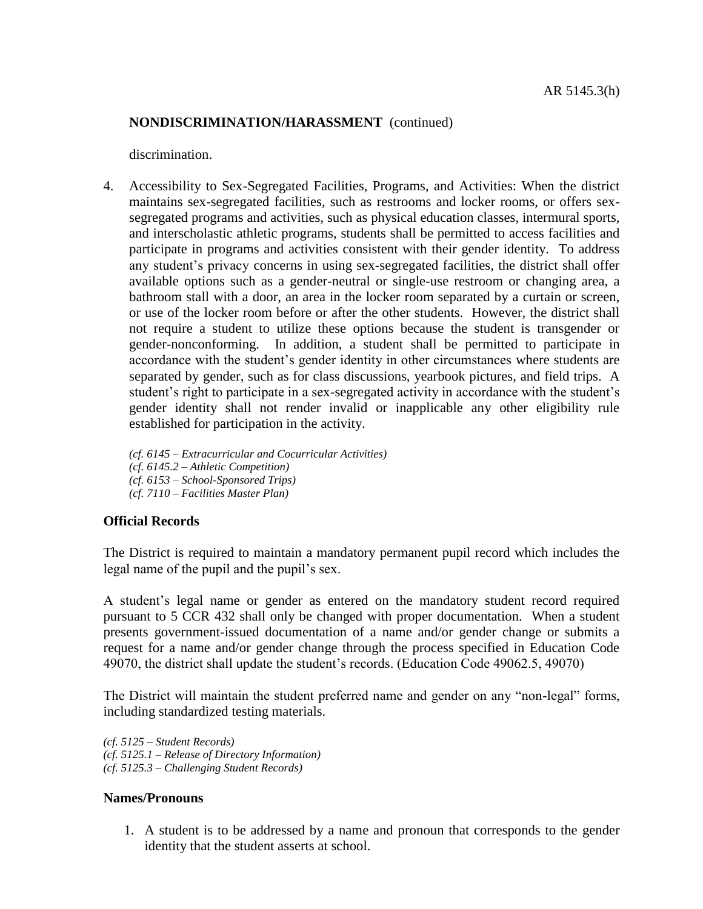**NONDISCRIMINATION/HARASSMENT** (continued)

discrimination.

4. Accessibility to Sex-Segregated Facilities, Programs, and Activities: When the district maintains sex-segregated facilities, such as restrooms and locker rooms, or offers sex-segregated programs and activities, such as physical education classes, intermural sports, and interscholastic athletic programs, students shall be permitted to access facilities and participate in programs and activities consistent with their gender identity. To address any student's privacy concerns in using sex-segregated facilities, the district shall offer available options such as a gender-neutral or single-use restroom or changing area, a bathroom stall with a door, an area in the locker room separated by a curtain or screen, or use of the locker room before or after the other students. However, the district shall not require a student to utilize these options because the student is transgender or gender-nonconforming. In addition, a student shall be permitted to participate in accordance with the student's gender identity in other circumstances where students are separated by gender, such as for class discussions, yearbook pictures, and field trips. A student's right to participate in a sex-segregated activity in accordance with the student's gender identity shall not render invalid or inapplicable any other eligibility rule established for participation in the activity.

   *(cf. 6145 – Extracurricular and Cocurricular Activities)*
   *(cf. 6145.2 – Athletic Competition)*
   *(cf. 6153 – School-Sponsored Trips)*
   *(cf. 7110 – Facilities Master Plan)*

**Official Records**

The District is required to maintain a mandatory permanent pupil record which includes the legal name of the pupil and the pupil's sex.

A student's legal name or gender as entered on the mandatory student record required pursuant to 5 CCR 432 shall only be changed with proper documentation. When a student presents government-issued documentation of a name and/or gender change or submits a request for a name and/or gender change through the process specified in Education Code 49070, the district shall update the student's records. (Education Code 49062.5, 49070)

The District will maintain the student preferred name and gender on any "non-legal" forms, including standardized testing materials.

*(cf. 5125 – Student Records)*
*(cf. 5125.1 – Release of Directory Information)*
*(cf. 5125.3 – Challenging Student Records)*

**Names/Pronouns**

1. A student is to be addressed by a name and pronoun that corresponds to the gender identity that the student asserts at school.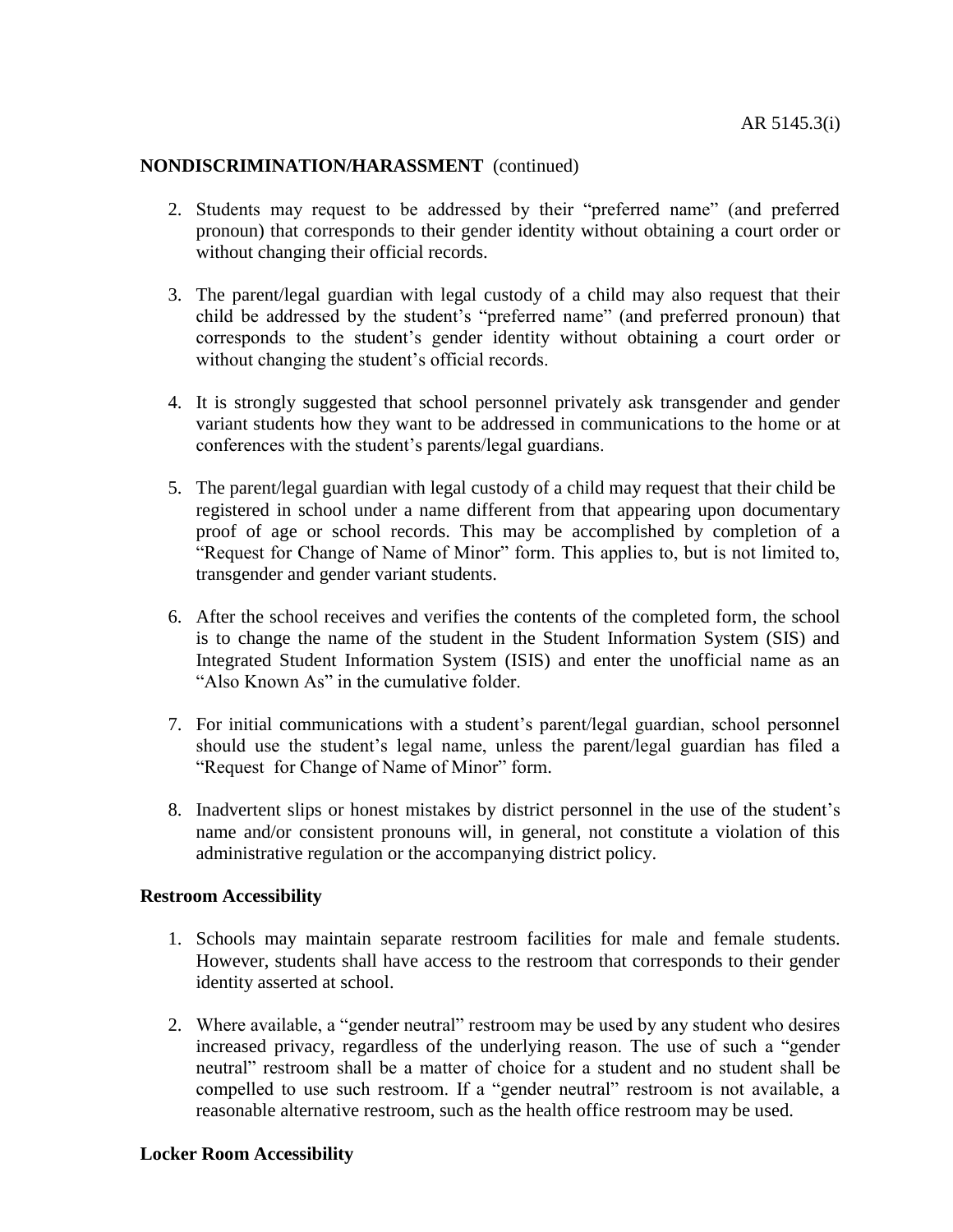**NONDISCRIMINATION/HARASSMENT** (continued)

2. Students may request to be addressed by their "preferred name" (and preferred pronoun) that corresponds to their gender identity without obtaining a court order or without changing their official records.

3. The parent/legal guardian with legal custody of a child may also request that their child be addressed by the student's "preferred name" (and preferred pronoun) that corresponds to the student's gender identity without obtaining a court order or without changing the student's official records.

4. It is strongly suggested that school personnel privately ask transgender and gender variant students how they want to be addressed in communications to the home or at conferences with the student's parents/legal guardians.

5. The parent/legal guardian with legal custody of a child may request that their child be registered in school under a name different from that appearing upon documentary proof of age or school records. This may be accomplished by completion of a "Request for Change of Name of Minor" form. This applies to, but is not limited to, transgender and gender variant students.

6. After the school receives and verifies the contents of the completed form, the school is to change the name of the student in the Student Information System (SIS) and Integrated Student Information System (ISIS) and enter the unofficial name as an "Also Known As" in the cumulative folder.

7. For initial communications with a student's parent/legal guardian, school personnel should use the student's legal name, unless the parent/legal guardian has filed a "Request for Change of Name of Minor" form.

8. Inadvertent slips or honest mistakes by district personnel in the use of the student's name and/or consistent pronouns will, in general, not constitute a violation of this administrative regulation or the accompanying district policy.

**Restroom Accessibility**

1. Schools may maintain separate restroom facilities for male and female students. However, students shall have access to the restroom that corresponds to their gender identity asserted at school.

2. Where available, a "gender neutral" restroom may be used by any student who desires increased privacy, regardless of the underlying reason. The use of such a "gender neutral" restroom shall be a matter of choice for a student and no student shall be compelled to use such restroom. If a "gender neutral" restroom is not available, a reasonable alternative restroom, such as the health office restroom may be used.

**Locker Room Accessibility**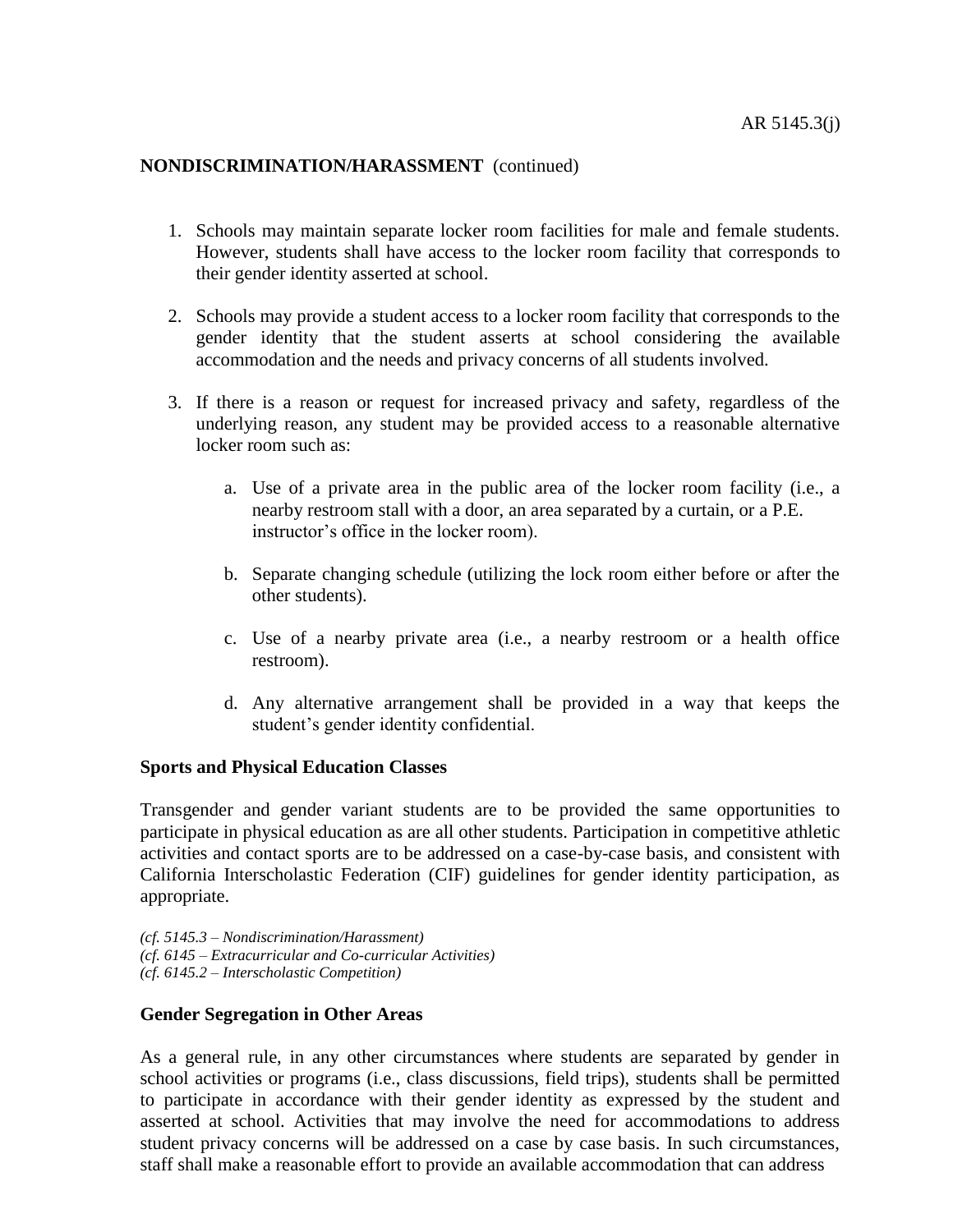**NONDISCRIMINATION/HARASSMENT** (continued)

1. Schools may maintain separate locker room facilities for male and female students. However, students shall have access to the locker room facility that corresponds to their gender identity asserted at school.

2. Schools may provide a student access to a locker room facility that corresponds to the gender identity that the student asserts at school considering the available accommodation and the needs and privacy concerns of all students involved.

3. If there is a reason or request for increased privacy and safety, regardless of the underlying reason, any student may be provided access to a reasonable alternative locker room such as:

    a. Use of a private area in the public area of the locker room facility (i.e., a nearby restroom stall with a door, an area separated by a curtain, or a P.E. instructor's office in the locker room).

    b. Separate changing schedule (utilizing the lock room either before or after the other students).

    c. Use of a nearby private area (i.e., a nearby restroom or a health office restroom).

    d. Any alternative arrangement shall be provided in a way that keeps the student's gender identity confidential.

**Sports and Physical Education Classes**

Transgender and gender variant students are to be provided the same opportunities to participate in physical education as are all other students. Participation in competitive athletic activities and contact sports are to be addressed on a case-by-case basis, and consistent with California Interscholastic Federation (CIF) guidelines for gender identity participation, as appropriate.

*(cf. 5145.3 – Nondiscrimination/Harassment)*
*(cf. 6145 – Extracurricular and Co-curricular Activities)*
*(cf. 6145.2 – Interscholastic Competition)*

**Gender Segregation in Other Areas**

As a general rule, in any other circumstances where students are separated by gender in school activities or programs (i.e., class discussions, field trips), students shall be permitted to participate in accordance with their gender identity as expressed by the student and asserted at school. Activities that may involve the need for accommodations to address student privacy concerns will be addressed on a case by case basis. In such circumstances, staff shall make a reasonable effort to provide an available accommodation that can address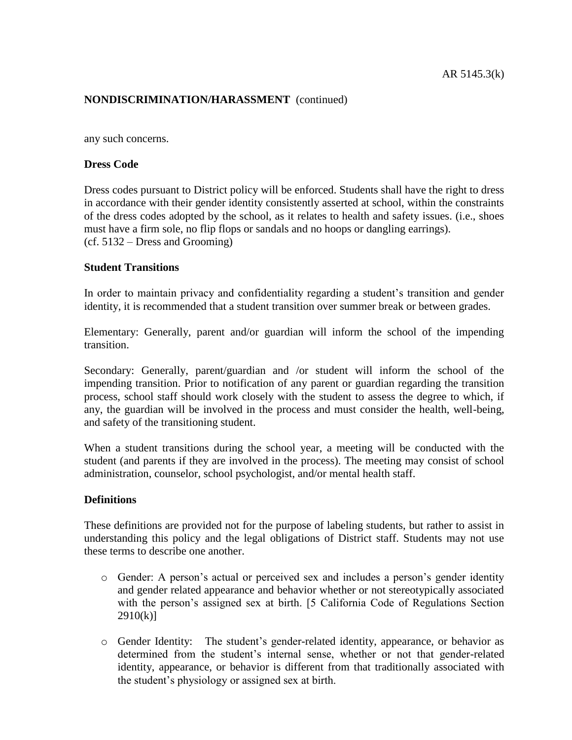any such concerns.

**Dress Code**

Dress codes pursuant to District policy will be enforced. Students shall have the right to dress in accordance with their gender identity consistently asserted at school, within the constraints of the dress codes adopted by the school, as it relates to health and safety issues. (i.e., shoes must have a firm sole, no flip flops or sandals and no hoops or dangling earrings).
(cf. 5132 – Dress and Grooming)

**Student Transitions**

In order to maintain privacy and confidentiality regarding a student's transition and gender identity, it is recommended that a student transition over summer break or between grades.

Elementary: Generally, parent and/or guardian will inform the school of the impending transition.

Secondary: Generally, parent/guardian and /or student will inform the school of the impending transition. Prior to notification of any parent or guardian regarding the transition process, school staff should work closely with the student to assess the degree to which, if any, the guardian will be involved in the process and must consider the health, well-being, and safety of the transitioning student.

When a student transitions during the school year, a meeting will be conducted with the student (and parents if they are involved in the process). The meeting may consist of school administration, counselor, school psychologist, and/or mental health staff.

**Definitions**

These definitions are provided not for the purpose of labeling students, but rather to assist in understanding this policy and the legal obligations of District staff. Students may not use these terms to describe one another.

- Gender: A person's actual or perceived sex and includes a person's gender identity and gender related appearance and behavior whether or not stereotypically associated with the person's assigned sex at birth. [5 California Code of Regulations Section 2910(k)]
- Gender Identity: The student's gender-related identity, appearance, or behavior as determined from the student's internal sense, whether or not that gender-related identity, appearance, or behavior is different from that traditionally associated with the student's physiology or assigned sex at birth.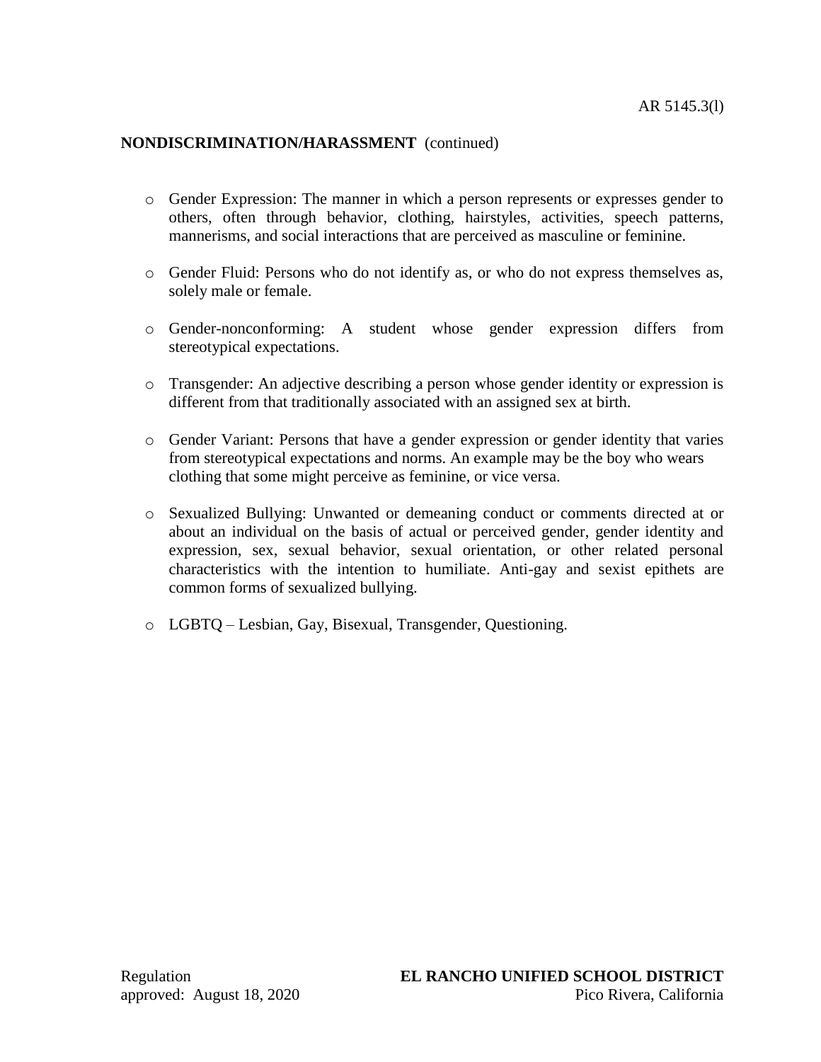- Gender Expression: The manner in which a person represents or expresses gender to others, often through behavior, clothing, hairstyles, activities, speech patterns, mannerisms, and social interactions that are perceived as masculine or feminine.

- Gender Fluid: Persons who do not identify as, or who do not express themselves as, solely male or female.

- Gender-nonconforming: A student whose gender expression differs from stereotypical expectations.

- Transgender: An adjective describing a person whose gender identity or expression is different from that traditionally associated with an assigned sex at birth.

- Gender Variant: Persons that have a gender expression or gender identity that varies from stereotypical expectations and norms. An example may be the boy who wears clothing that some might perceive as feminine, or vice versa.

- Sexualized Bullying: Unwanted or demeaning conduct or comments directed at or about an individual on the basis of actual or perceived gender, gender identity and expression, sex, sexual behavior, sexual orientation, or other related personal characteristics with the intention to humiliate. Anti-gay and sexist epithets are common forms of sexualized bullying.

- LGBTQ – Lesbian, Gay, Bisexual, Transgender, Questioning.

Regulation
approved: August 18, 2020

**EL RANCHO UNIFIED SCHOOL DISTRICT**
Pico Rivera, California